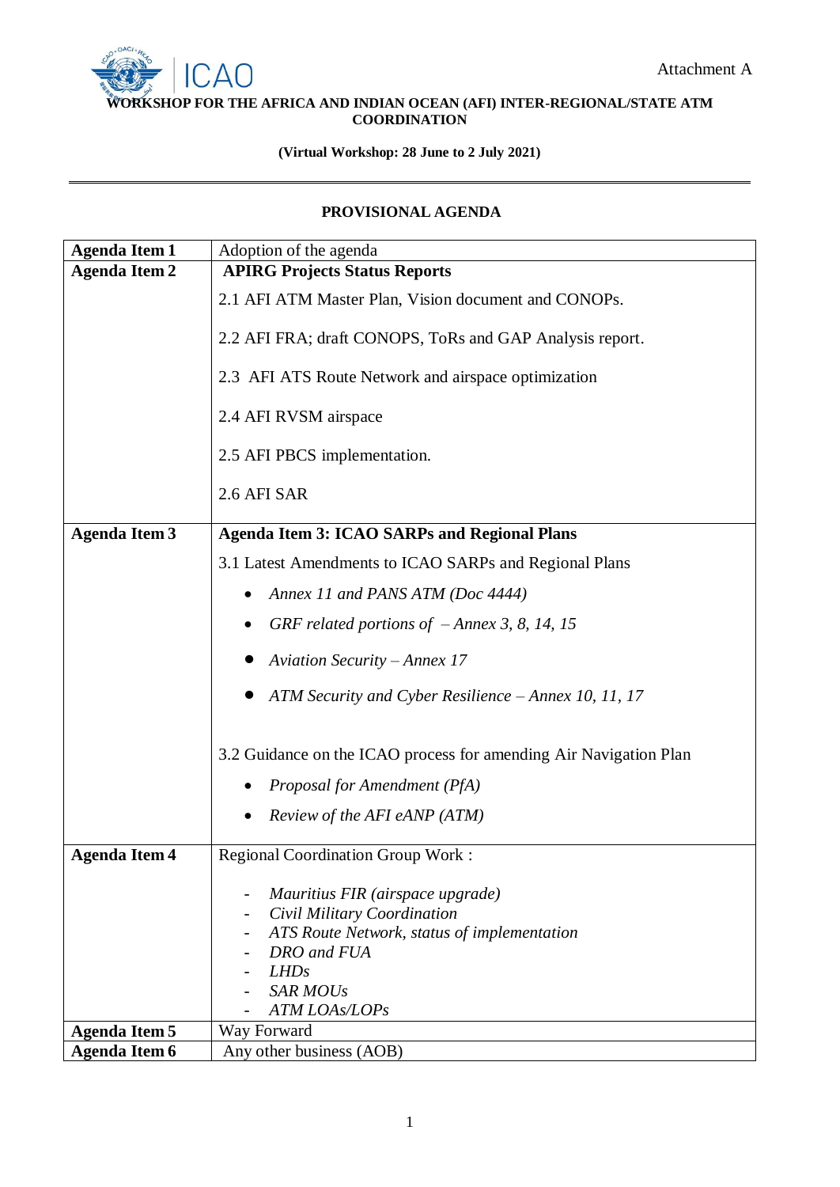Attachment A

**WORKSHOP FOR THE AFRICA AND INDIAN OCEAN (AFI) INTER-REGIONAL/STATE ATM COORDINATION**

**(Virtual Workshop: 28 June to 2 July 2021)**

---

## PROVISIONAL AGENDA

| | |
|---|---|
| **Agenda Item 1** | Adoption of the agenda |
| **Agenda Item 2** | **APIRG Projects Status Reports**<br><br>2.1 AFI ATM Master Plan, Vision document and CONOPs.<br><br>2.2 AFI FRA; draft CONOPS, ToRs and GAP Analysis report.<br><br>2.3 AFI ATS Route Network and airspace optimization<br><br>2.4 AFI RVSM airspace<br><br>2.5 AFI PBCS implementation.<br><br>2.6 AFI SAR |
| **Agenda Item 3** | **Agenda Item 3: ICAO SARPs and Regional Plans**<br><br>3.1 Latest Amendments to ICAO SARPs and Regional Plans<br>• *Annex 11 and PANS ATM (Doc 4444)*<br>• *GRF related portions of – Annex 3, 8, 14, 15*<br>• *Aviation Security – Annex 17*<br>• *ATM Security and Cyber Resilience – Annex 10, 11, 17*<br><br>3.2 Guidance on the ICAO process for amending Air Navigation Plan<br>• *Proposal for Amendment (PfA)*<br>• *Review of the AFI eANP (ATM)* |
| **Agenda Item 4** | Regional Coordination Group Work :<br><br>- *Mauritius FIR (airspace upgrade)*<br>- *Civil Military Coordination*<br>- *ATS Route Network, status of implementation*<br>- *DRO and FUA*<br>- *LHDs*<br>- *SAR MOUs*<br>- *ATM LOAs/LOPs* |
| **Agenda Item 5** | Way Forward |
| **Agenda Item 6** | Any other business (AOB) |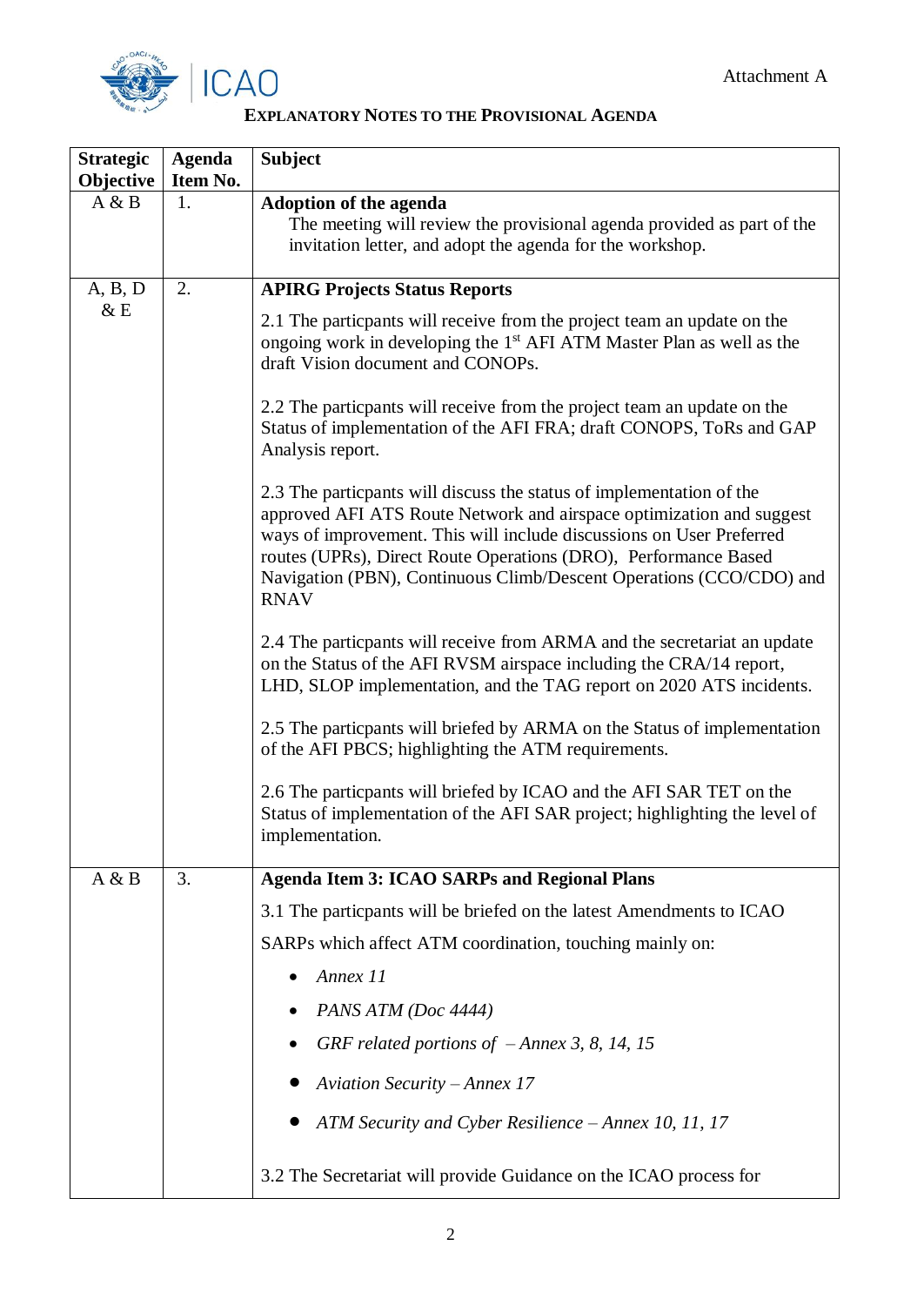Attachment A

**EXPLANATORY NOTES TO THE PROVISIONAL AGENDA**

| Strategic Objective | Agenda Item No. | Subject |
|---|---|---|
| A & B | 1. | **Adoption of the agenda**<br>The meeting will review the provisional agenda provided as part of the invitation letter, and adopt the agenda for the workshop. |
| A, B, D & E | 2. | **APIRG Projects Status Reports**<br><br>2.1 The particpants will receive from the project team an update on the ongoing work in developing the 1st AFI ATM Master Plan as well as the draft Vision document and CONOPs.<br><br>2.2 The particpants will receive from the project team an update on the Status of implementation of the AFI FRA; draft CONOPS, ToRs and GAP Analysis report.<br><br>2.3 The particpants will discuss the status of implementation of the approved AFI ATS Route Network and airspace optimization and suggest ways of improvement. This will include discussions on User Preferred routes (UPRs), Direct Route Operations (DRO), Performance Based Navigation (PBN), Continuous Climb/Descent Operations (CCO/CDO) and RNAV<br><br>2.4 The particpants will receive from ARMA and the secretariat an update on the Status of the AFI RVSM airspace including the CRA/14 report, LHD, SLOP implementation, and the TAG report on 2020 ATS incidents.<br><br>2.5 The particpants will briefed by ARMA on the Status of implementation of the AFI PBCS; highlighting the ATM requirements.<br><br>2.6 The particpants will briefed by ICAO and the AFI SAR TET on the Status of implementation of the AFI SAR project; highlighting the level of implementation. |
| A & B | 3. | **Agenda Item 3: ICAO SARPs and Regional Plans**<br><br>3.1 The particpants will be briefed on the latest Amendments to ICAO SARPs which affect ATM coordination, touching mainly on:<br><br>• *Annex 11*<br>• *PANS ATM (Doc 4444)*<br>• *GRF related portions of – Annex 3, 8, 14, 15*<br>• *Aviation Security – Annex 17*<br>• *ATM Security and Cyber Resilience – Annex 10, 11, 17*<br><br>3.2 The Secretariat will provide Guidance on the ICAO process for |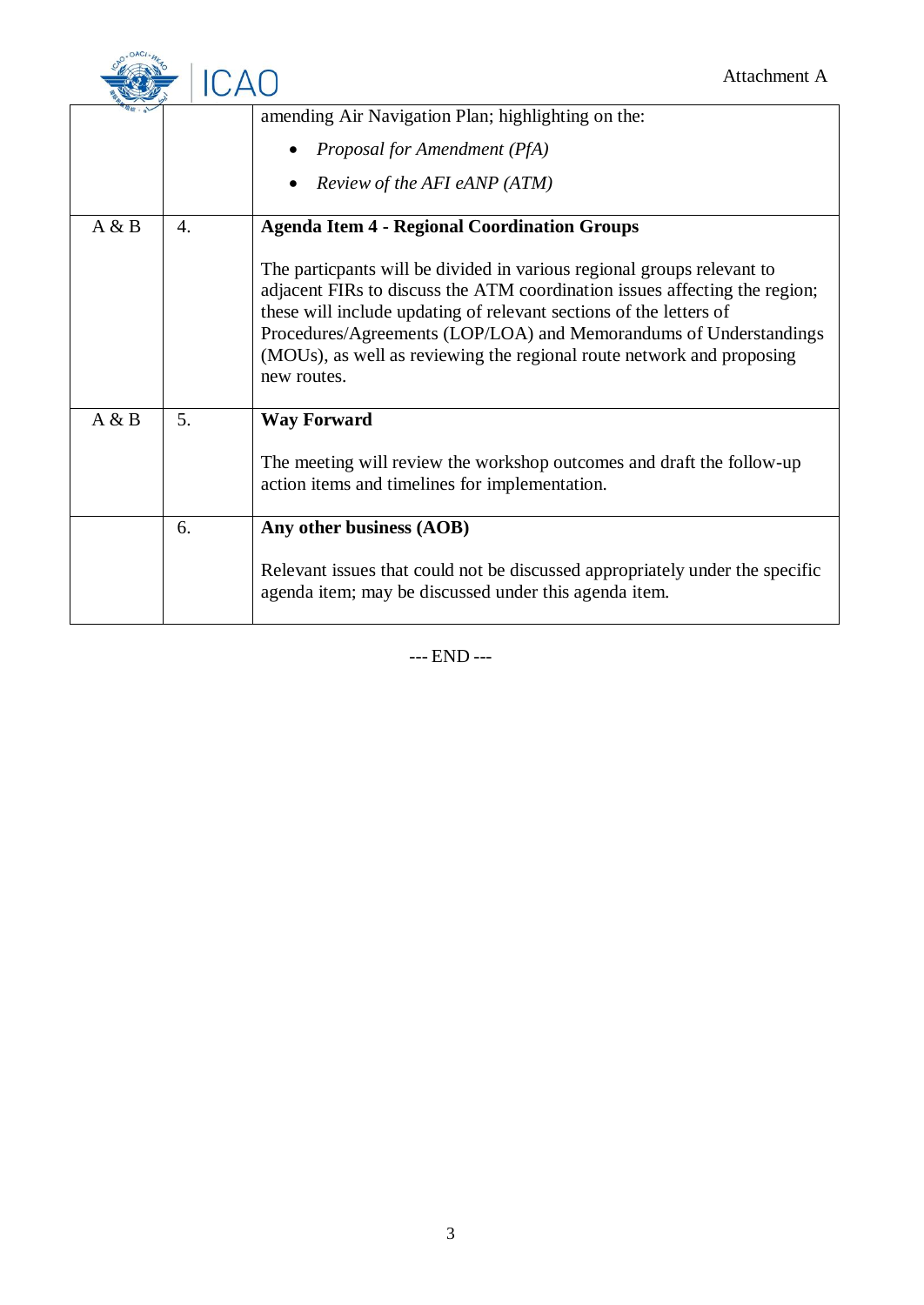| | | |
|---|---|---|
| | | amending Air Navigation Plan; highlighting on the:<br>• *Proposal for Amendment (PfA)*<br>• *Review of the AFI eANP (ATM)* |
| A & B | 4. | **Agenda Item 4 - Regional Coordination Groups**<br><br>The particpants will be divided in various regional groups relevant to adjacent FIRs to discuss the ATM coordination issues affecting the region; these will include updating of relevant sections of the letters of Procedures/Agreements (LOP/LOA) and Memorandums of Understandings (MOUs), as well as reviewing the regional route network and proposing new routes. |
| A & B | 5. | **Way Forward**<br><br>The meeting will review the workshop outcomes and draft the follow-up action items and timelines for implementation. |
| | 6. | **Any other business (AOB)**<br><br>Relevant issues that could not be discussed appropriately under the specific agenda item; may be discussed under this agenda item. |

--- END ---